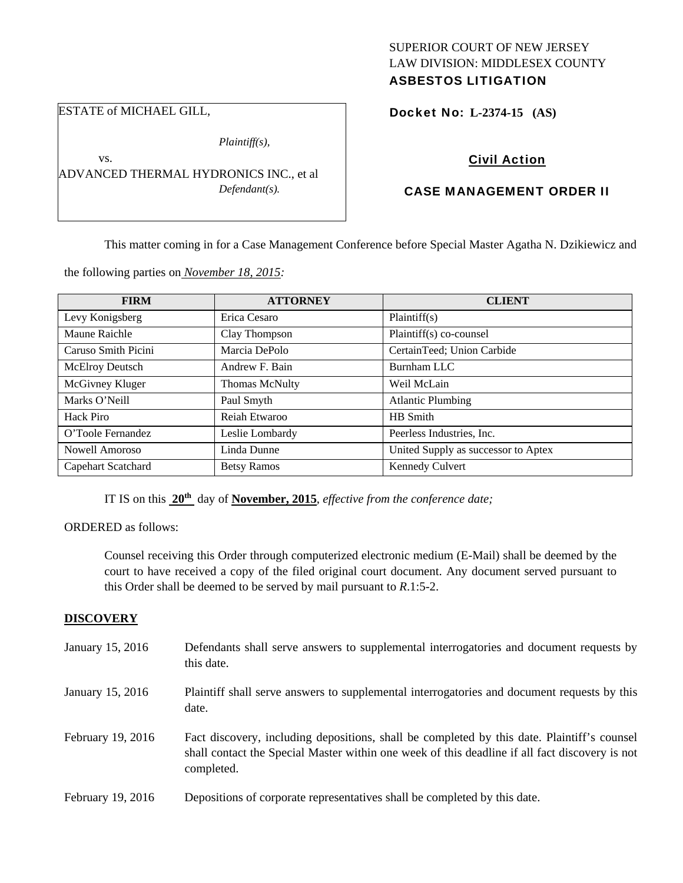SUPERIOR COURT OF NEW JERSEY
LAW DIVISION: MIDDLESEX COUNTY
**ASBESTOS LITIGATION**

ESTATE of MICHAEL GILL,

*Plaintiff(s),*

vs.

ADVANCED THERMAL HYDRONICS INC., et al

*Defendant(s).*

**Docket No: L-2374-15 (AS)**

**Civil Action**

**CASE MANAGEMENT ORDER II**

This matter coming in for a Case Management Conference before Special Master Agatha N. Dzikiewicz and the following parties on *November 18, 2015:*

| FIRM | ATTORNEY | CLIENT |
|---|---|---|
| Levy Konigsberg | Erica Cesaro | Plaintiff(s) |
| Maune Raichle | Clay Thompson | Plaintiff(s) co-counsel |
| Caruso Smith Picini | Marcia DePolo | CertainTeed; Union Carbide |
| McElroy Deutsch | Andrew F. Bain | Burnham LLC |
| McGivney Kluger | Thomas McNulty | Weil McLain |
| Marks O'Neill | Paul Smyth | Atlantic Plumbing |
| Hack Piro | Reiah Etwaroo | HB Smith |
| O'Toole Fernandez | Leslie Lombardy | Peerless Industries, Inc. |
| Nowell Amoroso | Linda Dunne | United Supply as successor to Aptex |
| Capehart Scatchard | Betsy Ramos | Kennedy Culvert |

IT IS on this **20th** day of **November, 2015**, *effective from the conference date;*

ORDERED as follows:

Counsel receiving this Order through computerized electronic medium (E-Mail) shall be deemed by the court to have received a copy of the filed original court document. Any document served pursuant to this Order shall be deemed to be served by mail pursuant to *R*.1:5-2.

**DISCOVERY**

| | |
|---|---|
| January 15, 2016 | Defendants shall serve answers to supplemental interrogatories and document requests by this date. |
| January 15, 2016 | Plaintiff shall serve answers to supplemental interrogatories and document requests by this date. |
| February 19, 2016 | Fact discovery, including depositions, shall be completed by this date. Plaintiff's counsel shall contact the Special Master within one week of this deadline if all fact discovery is not completed. |
| February 19, 2016 | Depositions of corporate representatives shall be completed by this date. |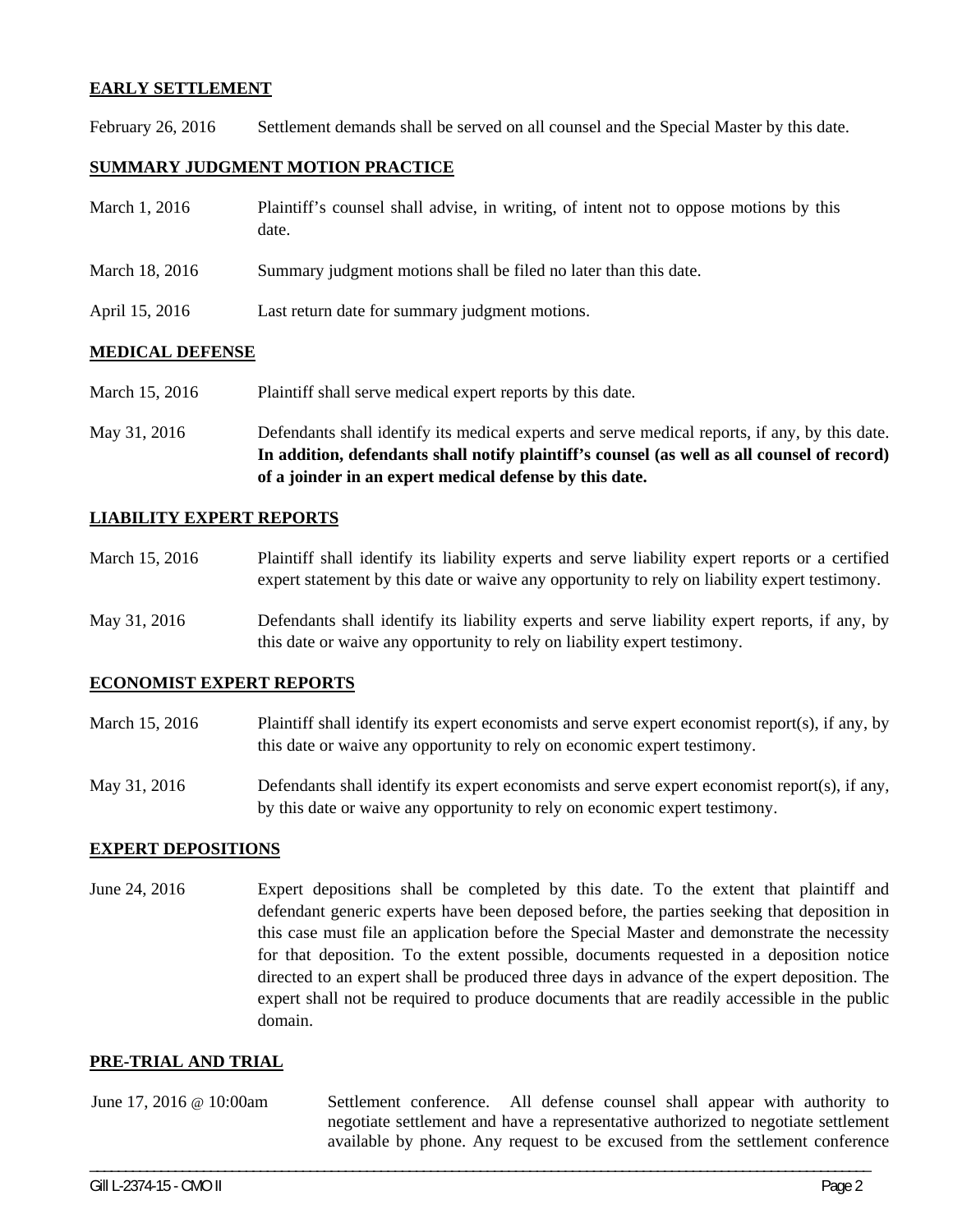**EARLY SETTLEMENT**

February 26, 2016 Settlement demands shall be served on all counsel and the Special Master by this date.

**SUMMARY JUDGMENT MOTION PRACTICE**

March 1, 2016 Plaintiff's counsel shall advise, in writing, of intent not to oppose motions by this date.

March 18, 2016 Summary judgment motions shall be filed no later than this date.

April 15, 2016 Last return date for summary judgment motions.

**MEDICAL DEFENSE**

March 15, 2016 Plaintiff shall serve medical expert reports by this date.

May 31, 2016 Defendants shall identify its medical experts and serve medical reports, if any, by this date. **In addition, defendants shall notify plaintiff's counsel (as well as all counsel of record) of a joinder in an expert medical defense by this date.**

**LIABILITY EXPERT REPORTS**

March 15, 2016 Plaintiff shall identify its liability experts and serve liability expert reports or a certified expert statement by this date or waive any opportunity to rely on liability expert testimony.

May 31, 2016 Defendants shall identify its liability experts and serve liability expert reports, if any, by this date or waive any opportunity to rely on liability expert testimony.

**ECONOMIST EXPERT REPORTS**

March 15, 2016 Plaintiff shall identify its expert economists and serve expert economist report(s), if any, by this date or waive any opportunity to rely on economic expert testimony.

May 31, 2016 Defendants shall identify its expert economists and serve expert economist report(s), if any, by this date or waive any opportunity to rely on economic expert testimony.

**EXPERT DEPOSITIONS**

June 24, 2016 Expert depositions shall be completed by this date. To the extent that plaintiff and defendant generic experts have been deposed before, the parties seeking that deposition in this case must file an application before the Special Master and demonstrate the necessity for that deposition. To the extent possible, documents requested in a deposition notice directed to an expert shall be produced three days in advance of the expert deposition. The expert shall not be required to produce documents that are readily accessible in the public domain.

**PRE-TRIAL AND TRIAL**

June 17, 2016 @ 10:00am Settlement conference. All defense counsel shall appear with authority to negotiate settlement and have a representative authorized to negotiate settlement available by phone. Any request to be excused from the settlement conference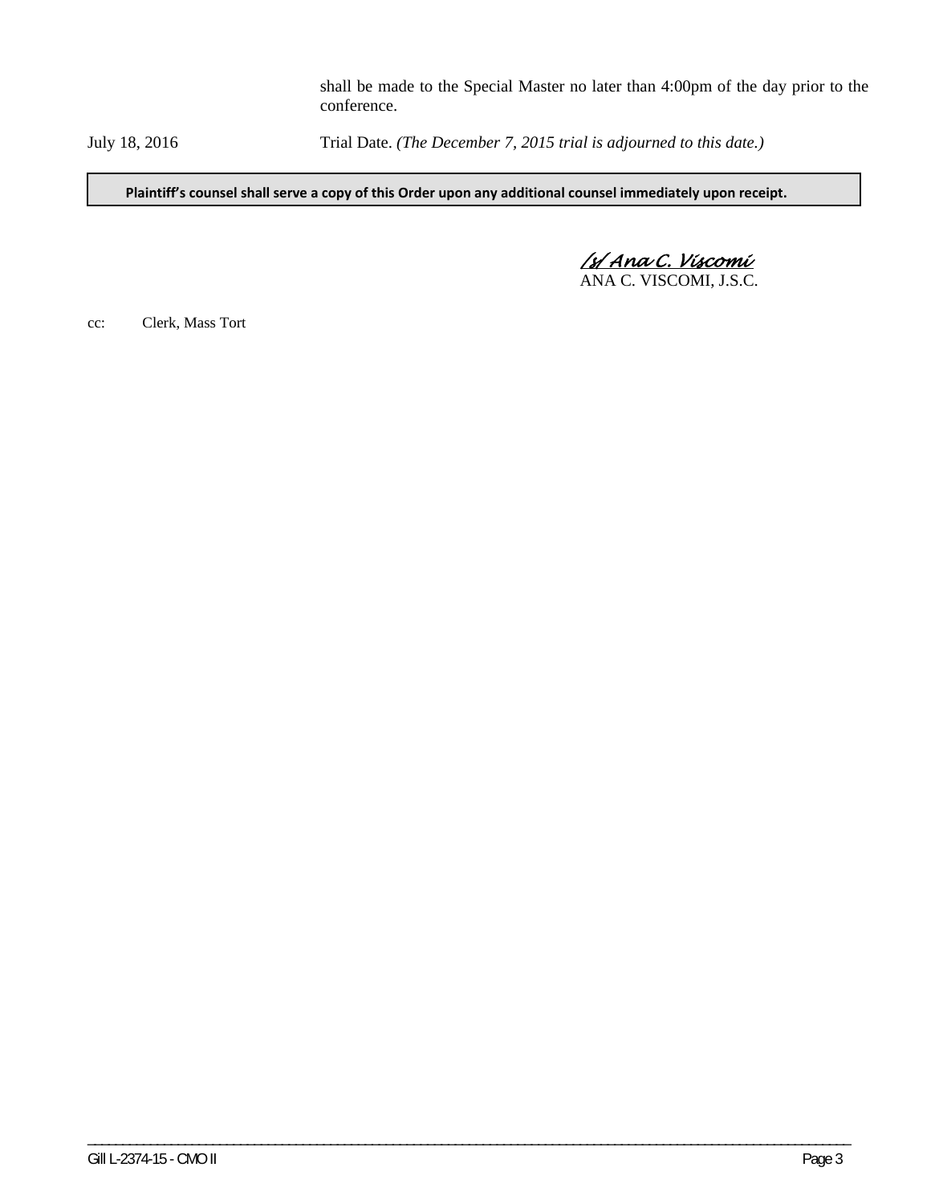shall be made to the Special Master no later than 4:00pm of the day prior to the conference.

| | |
|---|---|
| July 18, 2016 | Trial Date. *(The December 7, 2015 trial is adjourned to this date.)* |

**Plaintiff's counsel shall serve a copy of this Order upon any additional counsel immediately upon receipt.**

*/s/ Ana C. Viscomi*
ANA C. VISCOMI, J.S.C.

cc: Clerk, Mass Tort